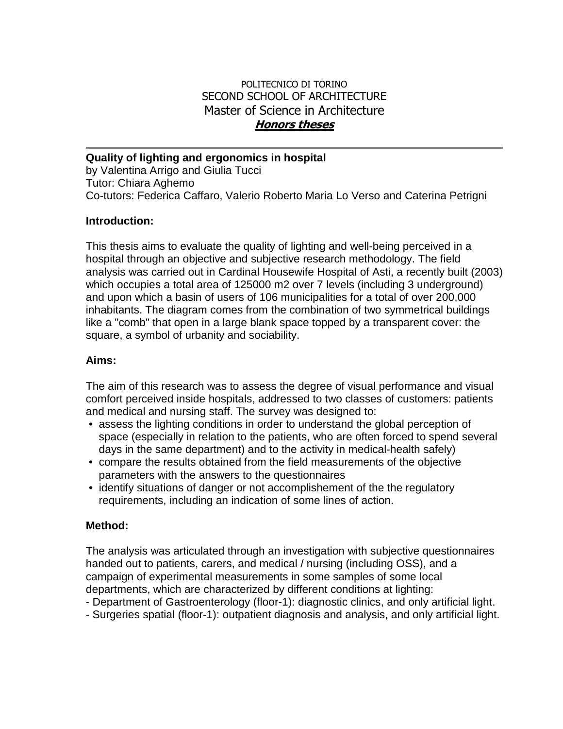POLITECNICO DI TORINO
SECOND SCHOOL OF ARCHITECTURE
Master of Science in Architecture
***Honors theses***

---

**Quality of lighting and ergonomics in hospital**
by Valentina Arrigo and Giulia Tucci
Tutor: Chiara Aghemo
Co-tutors: Federica Caffaro, Valerio Roberto Maria Lo Verso and Caterina Petrigni

**Introduction:**

This thesis aims to evaluate the quality of lighting and well-being perceived in a hospital through an objective and subjective research methodology. The field analysis was carried out in Cardinal Housewife Hospital of Asti, a recently built (2003) which occupies a total area of 125000 m2 over 7 levels (including 3 underground) and upon which a basin of users of 106 municipalities for a total of over 200,000 inhabitants. The diagram comes from the combination of two symmetrical buildings like a "comb" that open in a large blank space topped by a transparent cover: the square, a symbol of urbanity and sociability.

**Aims:**

The aim of this research was to assess the degree of visual performance and visual comfort perceived inside hospitals, addressed to two classes of customers: patients and medical and nursing staff. The survey was designed to:

- assess the lighting conditions in order to understand the global perception of space (especially in relation to the patients, who are often forced to spend several days in the same department) and to the activity in medical-health safely)
- compare the results obtained from the field measurements of the objective parameters with the answers to the questionnaires
- identify situations of danger or not accomplishement of the the regulatory requirements, including an indication of some lines of action.

**Method:**

The analysis was articulated through an investigation with subjective questionnaires handed out to patients, carers, and medical / nursing (including OSS), and a campaign of experimental measurements in some samples of some local departments, which are characterized by different conditions at lighting:

- Department of Gastroenterology (floor-1): diagnostic clinics, and only artificial light.
- Surgeries spatial (floor-1): outpatient diagnosis and analysis, and only artificial light.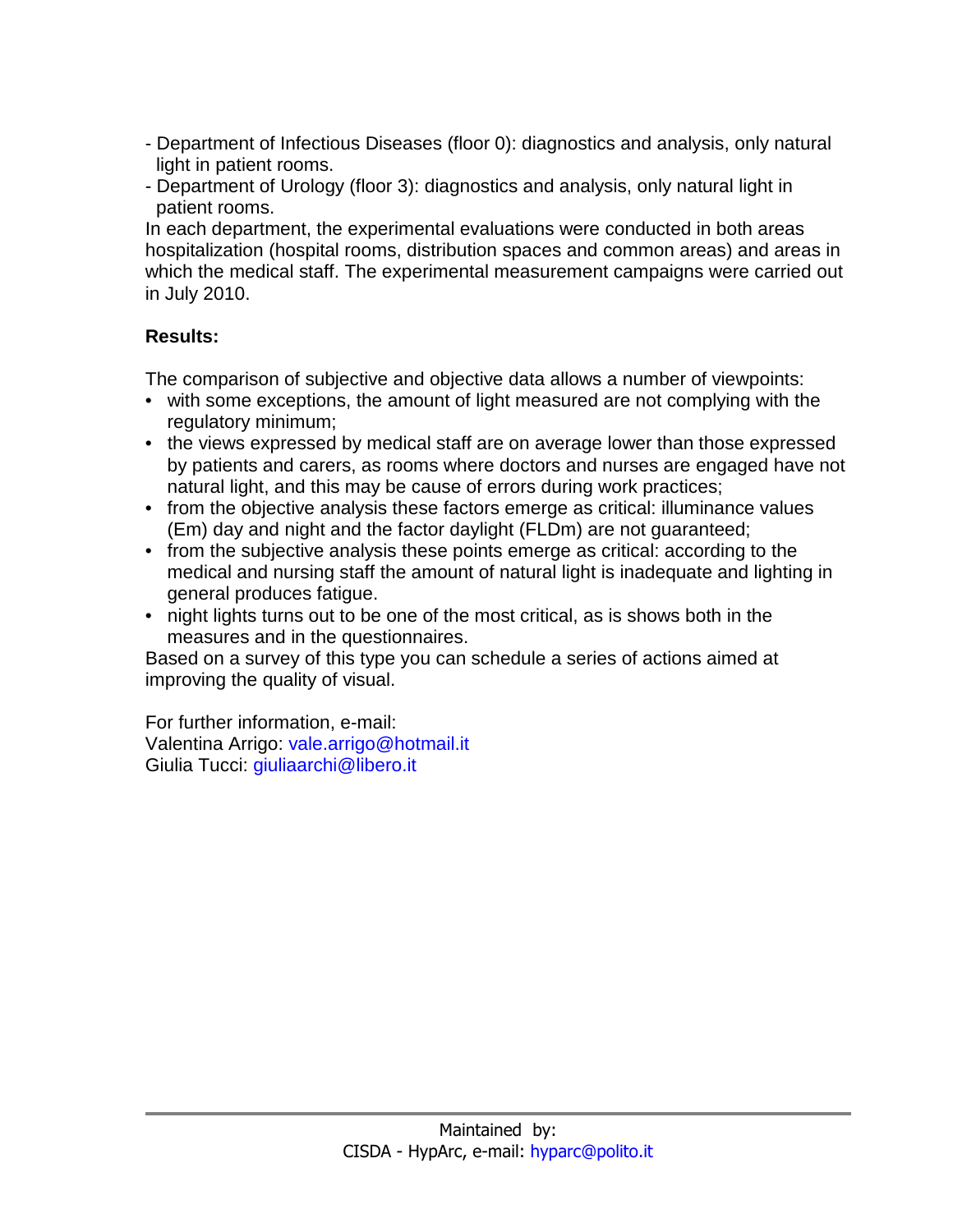- Department of Infectious Diseases (floor 0): diagnostics and analysis, only natural light in patient rooms.
- Department of Urology (floor 3): diagnostics and analysis, only natural light in patient rooms.

In each department, the experimental evaluations were conducted in both areas hospitalization (hospital rooms, distribution spaces and common areas) and areas in which the medical staff. The experimental measurement campaigns were carried out in July 2010.

**Results:**

The comparison of subjective and objective data allows a number of viewpoints:

- with some exceptions, the amount of light measured are not complying with the regulatory minimum;
- the views expressed by medical staff are on average lower than those expressed by patients and carers, as rooms where doctors and nurses are engaged have not natural light, and this may be cause of errors during work practices;
- from the objective analysis these factors emerge as critical: illuminance values (Em) day and night and the factor daylight (FLDm) are not guaranteed;
- from the subjective analysis these points emerge as critical: according to the medical and nursing staff the amount of natural light is inadequate and lighting in general produces fatigue.
- night lights turns out to be one of the most critical, as is shows both in the measures and in the questionnaires.

Based on a survey of this type you can schedule a series of actions aimed at improving the quality of visual.

For further information, e-mail:
Valentina Arrigo: vale.arrigo@hotmail.it
Giulia Tucci: giuliaarchi@libero.it